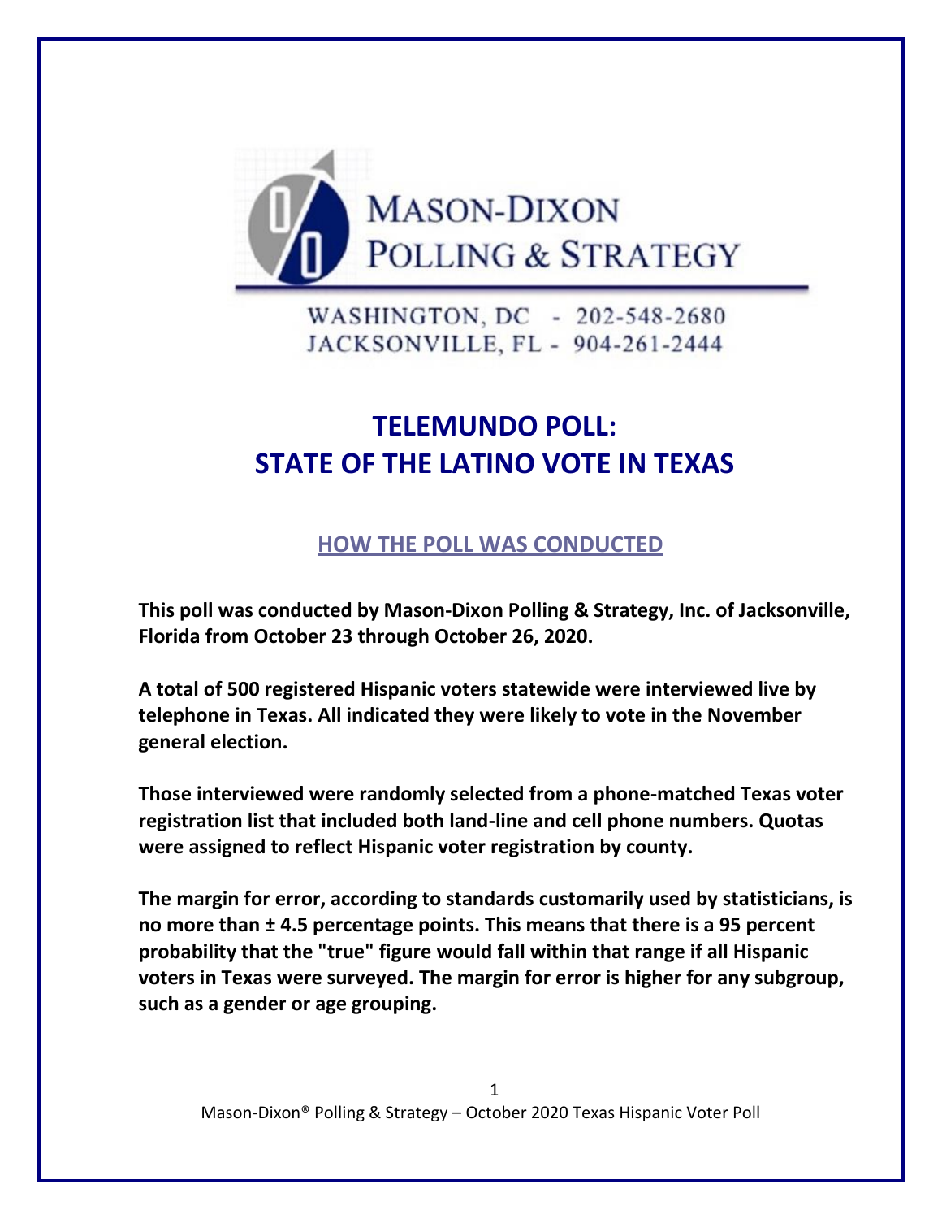MASON-DIXON
POLLING & STRATEGY

WASHINGTON, DC - 202-548-2680
JACKSONVILLE, FL - 904-261-2444

# TELEMUNDO POLL: STATE OF THE LATINO VOTE IN TEXAS

## HOW THE POLL WAS CONDUCTED

**This poll was conducted by Mason-Dixon Polling & Strategy, Inc. of Jacksonville, Florida from October 23 through October 26, 2020.**

**A total of 500 registered Hispanic voters statewide were interviewed live by telephone in Texas. All indicated they were likely to vote in the November general election.**

**Those interviewed were randomly selected from a phone-matched Texas voter registration list that included both land-line and cell phone numbers. Quotas were assigned to reflect Hispanic voter registration by county.**

**The margin for error, according to standards customarily used by statisticians, is no more than ± 4.5 percentage points. This means that there is a 95 percent probability that the "true" figure would fall within that range if all Hispanic voters in Texas were surveyed. The margin for error is higher for any subgroup, such as a gender or age grouping.**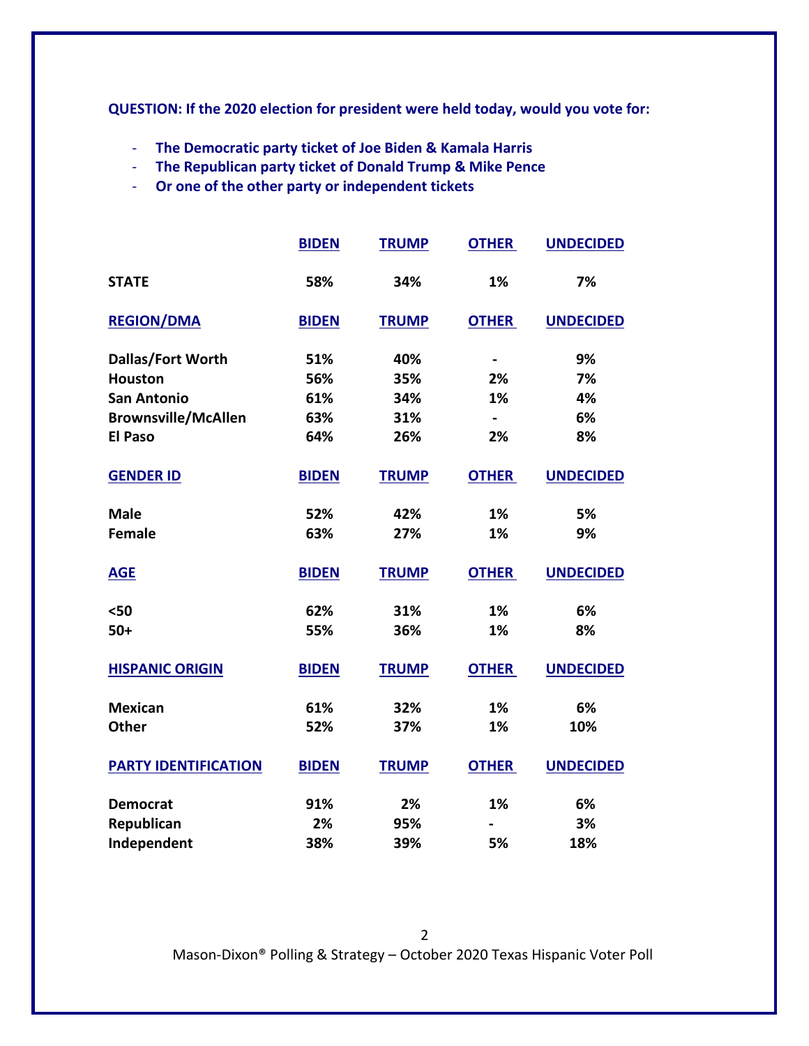**QUESTION: If the 2020 election for president were held today, would you vote for:**

- **The Democratic party ticket of Joe Biden & Kamala Harris**
- **The Republican party ticket of Donald Trump & Mike Pence**
- **Or one of the other party or independent tickets**

| | BIDEN | TRUMP | OTHER | UNDECIDED |
|---|---|---|---|---|
| **STATE** | 58% | 34% | 1% | 7% |
| **REGION/DMA** | **BIDEN** | **TRUMP** | **OTHER** | **UNDECIDED** |
| Dallas/Fort Worth | 51% | 40% | - | 9% |
| Houston | 56% | 35% | 2% | 7% |
| San Antonio | 61% | 34% | 1% | 4% |
| Brownsville/McAllen | 63% | 31% | - | 6% |
| El Paso | 64% | 26% | 2% | 8% |
| **GENDER ID** | **BIDEN** | **TRUMP** | **OTHER** | **UNDECIDED** |
| Male | 52% | 42% | 1% | 5% |
| Female | 63% | 27% | 1% | 9% |
| **AGE** | **BIDEN** | **TRUMP** | **OTHER** | **UNDECIDED** |
| <50 | 62% | 31% | 1% | 6% |
| 50+ | 55% | 36% | 1% | 8% |
| **HISPANIC ORIGIN** | **BIDEN** | **TRUMP** | **OTHER** | **UNDECIDED** |
| Mexican | 61% | 32% | 1% | 6% |
| Other | 52% | 37% | 1% | 10% |
| **PARTY IDENTIFICATION** | **BIDEN** | **TRUMP** | **OTHER** | **UNDECIDED** |
| Democrat | 91% | 2% | 1% | 6% |
| Republican | 2% | 95% | - | 3% |
| Independent | 38% | 39% | 5% | 18% |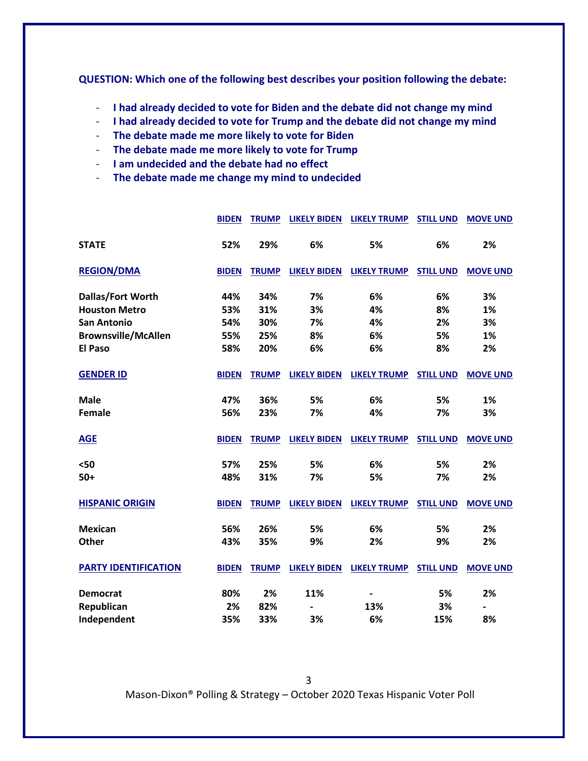**QUESTION: Which one of the following best describes your position following the debate:**

- **I had already decided to vote for Biden and the debate did not change my mind**
- **I had already decided to vote for Trump and the debate did not change my mind**
- **The debate made me more likely to vote for Biden**
- **The debate made me more likely to vote for Trump**
- **I am undecided and the debate had no effect**
- **The debate made me change my mind to undecided**

| | BIDEN | TRUMP | LIKELY BIDEN | LIKELY TRUMP | STILL UND | MOVE UND |
|---|---|---|---|---|---|---|
| **STATE** | 52% | 29% | 6% | 5% | 6% | 2% |
| **REGION/DMA** | **BIDEN** | **TRUMP** | **LIKELY BIDEN** | **LIKELY TRUMP** | **STILL UND** | **MOVE UND** |
| Dallas/Fort Worth | 44% | 34% | 7% | 6% | 6% | 3% |
| Houston Metro | 53% | 31% | 3% | 4% | 8% | 1% |
| San Antonio | 54% | 30% | 7% | 4% | 2% | 3% |
| Brownsville/McAllen | 55% | 25% | 8% | 6% | 5% | 1% |
| El Paso | 58% | 20% | 6% | 6% | 8% | 2% |
| **GENDER ID** | **BIDEN** | **TRUMP** | **LIKELY BIDEN** | **LIKELY TRUMP** | **STILL UND** | **MOVE UND** |
| Male | 47% | 36% | 5% | 6% | 5% | 1% |
| Female | 56% | 23% | 7% | 4% | 7% | 3% |
| **AGE** | **BIDEN** | **TRUMP** | **LIKELY BIDEN** | **LIKELY TRUMP** | **STILL UND** | **MOVE UND** |
| <50 | 57% | 25% | 5% | 6% | 5% | 2% |
| 50+ | 48% | 31% | 7% | 5% | 7% | 2% |
| **HISPANIC ORIGIN** | **BIDEN** | **TRUMP** | **LIKELY BIDEN** | **LIKELY TRUMP** | **STILL UND** | **MOVE UND** |
| Mexican | 56% | 26% | 5% | 6% | 5% | 2% |
| Other | 43% | 35% | 9% | 2% | 9% | 2% |
| **PARTY IDENTIFICATION** | **BIDEN** | **TRUMP** | **LIKELY BIDEN** | **LIKELY TRUMP** | **STILL UND** | **MOVE UND** |
| Democrat | 80% | 2% | 11% | - | 5% | 2% |
| Republican | 2% | 82% | - | 13% | 3% | - |
| Independent | 35% | 33% | 3% | 6% | 15% | 8% |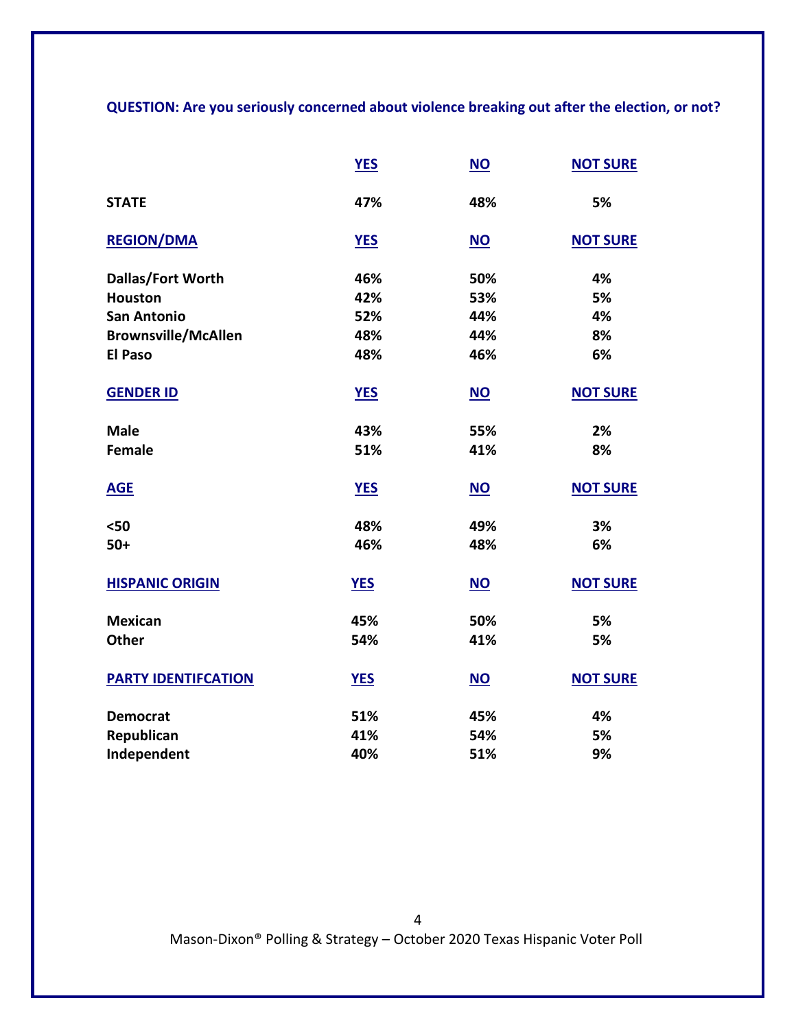**QUESTION: Are you seriously concerned about violence breaking out after the election, or not?**

| | YES | NO | NOT SURE |
|---|---|---|---|
| **STATE** | 47% | 48% | 5% |
| **REGION/DMA** | **YES** | **NO** | **NOT SURE** |
| Dallas/Fort Worth | 46% | 50% | 4% |
| Houston | 42% | 53% | 5% |
| San Antonio | 52% | 44% | 4% |
| Brownsville/McAllen | 48% | 44% | 8% |
| El Paso | 48% | 46% | 6% |
| **GENDER ID** | **YES** | **NO** | **NOT SURE** |
| Male | 43% | 55% | 2% |
| Female | 51% | 41% | 8% |
| **AGE** | **YES** | **NO** | **NOT SURE** |
| <50 | 48% | 49% | 3% |
| 50+ | 46% | 48% | 6% |
| **HISPANIC ORIGIN** | **YES** | **NO** | **NOT SURE** |
| Mexican | 45% | 50% | 5% |
| Other | 54% | 41% | 5% |
| **PARTY IDENTIFCATION** | **YES** | **NO** | **NOT SURE** |
| Democrat | 51% | 45% | 4% |
| Republican | 41% | 54% | 5% |
| Independent | 40% | 51% | 9% |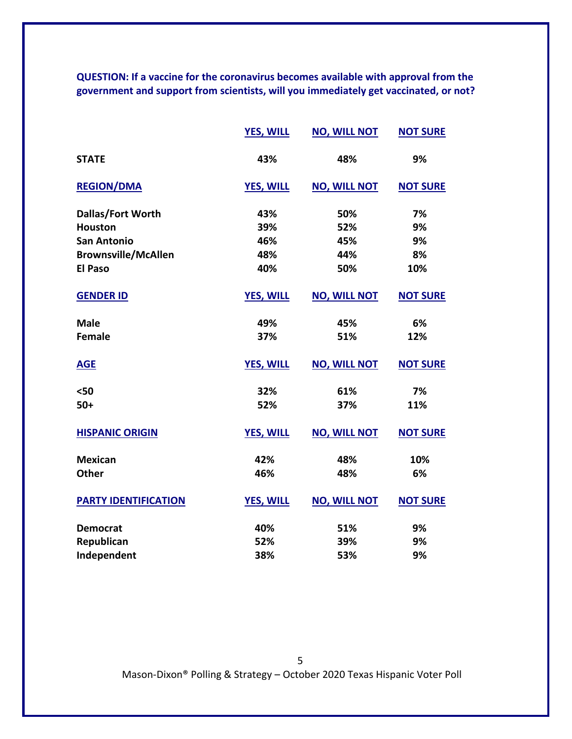**QUESTION: If a vaccine for the coronavirus becomes available with approval from the government and support from scientists, will you immediately get vaccinated, or not?**

| | YES, WILL | NO, WILL NOT | NOT SURE |
|---|---|---|---|
| **STATE** | 43% | 48% | 9% |

| REGION/DMA | YES, WILL | NO, WILL NOT | NOT SURE |
|---|---|---|---|
| Dallas/Fort Worth | 43% | 50% | 7% |
| Houston | 39% | 52% | 9% |
| San Antonio | 46% | 45% | 9% |
| Brownsville/McAllen | 48% | 44% | 8% |
| El Paso | 40% | 50% | 10% |

| GENDER ID | YES, WILL | NO, WILL NOT | NOT SURE |
|---|---|---|---|
| Male | 49% | 45% | 6% |
| Female | 37% | 51% | 12% |

| AGE | YES, WILL | NO, WILL NOT | NOT SURE |
|---|---|---|---|
| <50 | 32% | 61% | 7% |
| 50+ | 52% | 37% | 11% |

| HISPANIC ORIGIN | YES, WILL | NO, WILL NOT | NOT SURE |
|---|---|---|---|
| Mexican | 42% | 48% | 10% |
| Other | 46% | 48% | 6% |

| PARTY IDENTIFICATION | YES, WILL | NO, WILL NOT | NOT SURE |
|---|---|---|---|
| Democrat | 40% | 51% | 9% |
| Republican | 52% | 39% | 9% |
| Independent | 38% | 53% | 9% |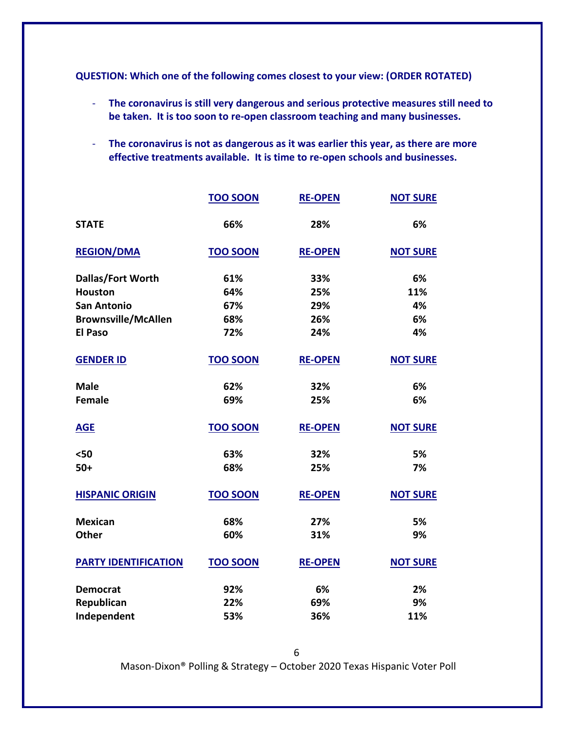**QUESTION: Which one of the following comes closest to your view: (ORDER ROTATED)**

- **The coronavirus is still very dangerous and serious protective measures still need to be taken. It is too soon to re-open classroom teaching and many businesses.**
- **The coronavirus is not as dangerous as it was earlier this year, as there are more effective treatments available. It is time to re-open schools and businesses.**

| | TOO SOON | RE-OPEN | NOT SURE |
|---|---|---|---|
| **STATE** | 66% | 28% | 6% |
| **REGION/DMA** | **TOO SOON** | **RE-OPEN** | **NOT SURE** |
| Dallas/Fort Worth | 61% | 33% | 6% |
| Houston | 64% | 25% | 11% |
| San Antonio | 67% | 29% | 4% |
| Brownsville/McAllen | 68% | 26% | 6% |
| El Paso | 72% | 24% | 4% |
| **GENDER ID** | **TOO SOON** | **RE-OPEN** | **NOT SURE** |
| Male | 62% | 32% | 6% |
| Female | 69% | 25% | 6% |
| **AGE** | **TOO SOON** | **RE-OPEN** | **NOT SURE** |
| <50 | 63% | 32% | 5% |
| 50+ | 68% | 25% | 7% |
| **HISPANIC ORIGIN** | **TOO SOON** | **RE-OPEN** | **NOT SURE** |
| Mexican | 68% | 27% | 5% |
| Other | 60% | 31% | 9% |
| **PARTY IDENTIFICATION** | **TOO SOON** | **RE-OPEN** | **NOT SURE** |
| Democrat | 92% | 6% | 2% |
| Republican | 22% | 69% | 9% |
| Independent | 53% | 36% | 11% |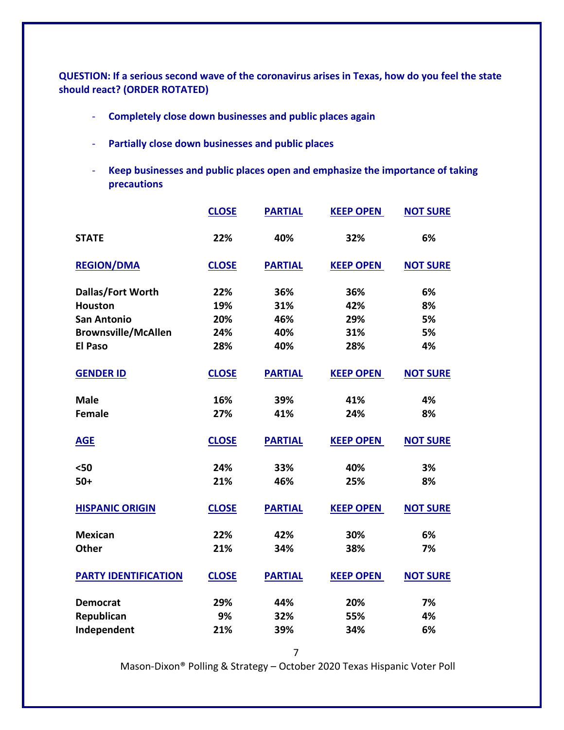**QUESTION: If a serious second wave of the coronavirus arises in Texas, how do you feel the state should react? (ORDER ROTATED)**

- **Completely close down businesses and public places again**
- **Partially close down businesses and public places**
- **Keep businesses and public places open and emphasize the importance of taking precautions**

| | CLOSE | PARTIAL | KEEP OPEN | NOT SURE |
|---|---|---|---|---|
| **STATE** | 22% | 40% | 32% | 6% |
| **REGION/DMA** | **CLOSE** | **PARTIAL** | **KEEP OPEN** | **NOT SURE** |
| Dallas/Fort Worth | 22% | 36% | 36% | 6% |
| Houston | 19% | 31% | 42% | 8% |
| San Antonio | 20% | 46% | 29% | 5% |
| Brownsville/McAllen | 24% | 40% | 31% | 5% |
| El Paso | 28% | 40% | 28% | 4% |
| **GENDER ID** | **CLOSE** | **PARTIAL** | **KEEP OPEN** | **NOT SURE** |
| Male | 16% | 39% | 41% | 4% |
| Female | 27% | 41% | 24% | 8% |
| **AGE** | **CLOSE** | **PARTIAL** | **KEEP OPEN** | **NOT SURE** |
| <50 | 24% | 33% | 40% | 3% |
| 50+ | 21% | 46% | 25% | 8% |
| **HISPANIC ORIGIN** | **CLOSE** | **PARTIAL** | **KEEP OPEN** | **NOT SURE** |
| Mexican | 22% | 42% | 30% | 6% |
| Other | 21% | 34% | 38% | 7% |
| **PARTY IDENTIFICATION** | **CLOSE** | **PARTIAL** | **KEEP OPEN** | **NOT SURE** |
| Democrat | 29% | 44% | 20% | 7% |
| Republican | 9% | 32% | 55% | 4% |
| Independent | 21% | 39% | 34% | 6% |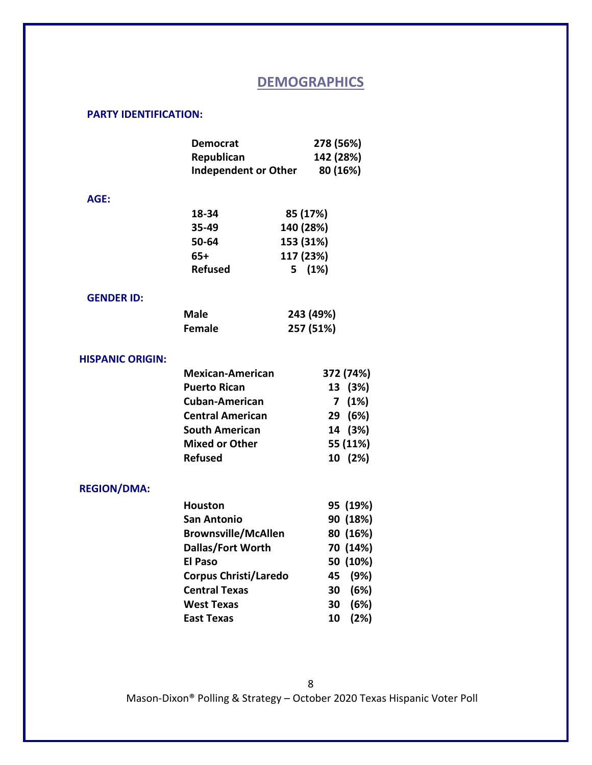# DEMOGRAPHICS

**PARTY IDENTIFICATION:**

| | |
|---|---|
| Democrat | 278 (56%) |
| Republican | 142 (28%) |
| Independent or Other | 80 (16%) |

**AGE:**

| | |
|---|---|
| 18-34 | 85 (17%) |
| 35-49 | 140 (28%) |
| 50-64 | 153 (31%) |
| 65+ | 117 (23%) |
| Refused | 5 (1%) |

**GENDER ID:**

| | |
|---|---|
| Male | 243 (49%) |
| Female | 257 (51%) |

**HISPANIC ORIGIN:**

| | |
|---|---|
| Mexican-American | 372 (74%) |
| Puerto Rican | 13 (3%) |
| Cuban-American | 7 (1%) |
| Central American | 29 (6%) |
| South American | 14 (3%) |
| Mixed or Other | 55 (11%) |
| Refused | 10 (2%) |

**REGION/DMA:**

| | |
|---|---|
| Houston | 95 (19%) |
| San Antonio | 90 (18%) |
| Brownsville/McAllen | 80 (16%) |
| Dallas/Fort Worth | 70 (14%) |
| El Paso | 50 (10%) |
| Corpus Christi/Laredo | 45 (9%) |
| Central Texas | 30 (6%) |
| West Texas | 30 (6%) |
| East Texas | 10 (2%) |